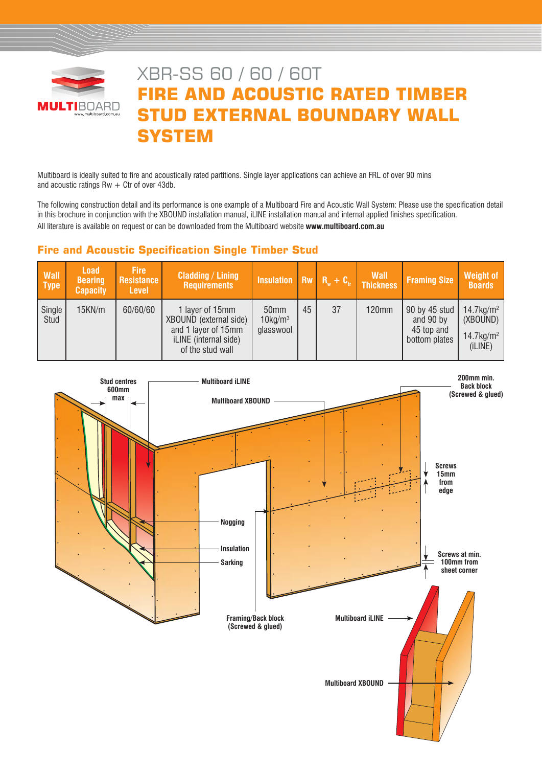# XBR-SS 60 / 60 / 60T

# FIRE AND ACOUSTIC RATED TIMBER STUD EXTERNAL BOUNDARY WALL SYSTEM

Multiboard is ideally suited to fire and acoustically rated partitions. Single layer applications can achieve an FRL of over 90 mins and acoustic ratings Rw + Ctr of over 43db.

The following construction detail and its performance is one example of a Multiboard Fire and Acoustic Wall System: Please use the specification detail in this brochure in conjunction with the XBOUND installation manual, iLINE installation manual and internal applied finishes specification.

All literature is available on request or can be downloaded from the Multiboard website **www.multiboard.com.au**

## Fire and Acoustic Specification Single Timber Stud

| Wall Type | Load Bearing Capacity | Fire Resistance Level | Cladding / Lining Requirements | Insulation | Rw | $R_w + C_{tr}$ | Wall Thickness | Framing Size | Weight of Boards |
|---|---|---|---|---|---|---|---|---|---|
| Single Stud | 15KN/m | 60/60/60 | 1 layer of 15mm XBOUND (external side) and 1 layer of 15mm iLINE (internal side) of the stud wall | 50mm 10kg/m³ glasswool | 45 | 37 | 120mm | 90 by 45 stud and 90 by 45 top and bottom plates | 14.7kg/m² (XBOUND) 14.7kg/m² (iLINE) |

Stud centres 600mm max

Multiboard iLINE

Multiboard XBOUND

200mm min. Back block (Screwed & glued)

Screws 15mm from edge

Nogging

Insulation

Sarking

Screws at min. 100mm from sheet corner

Framing/Back block (Screwed & glued)

Multiboard iLINE

Multiboard XBOUND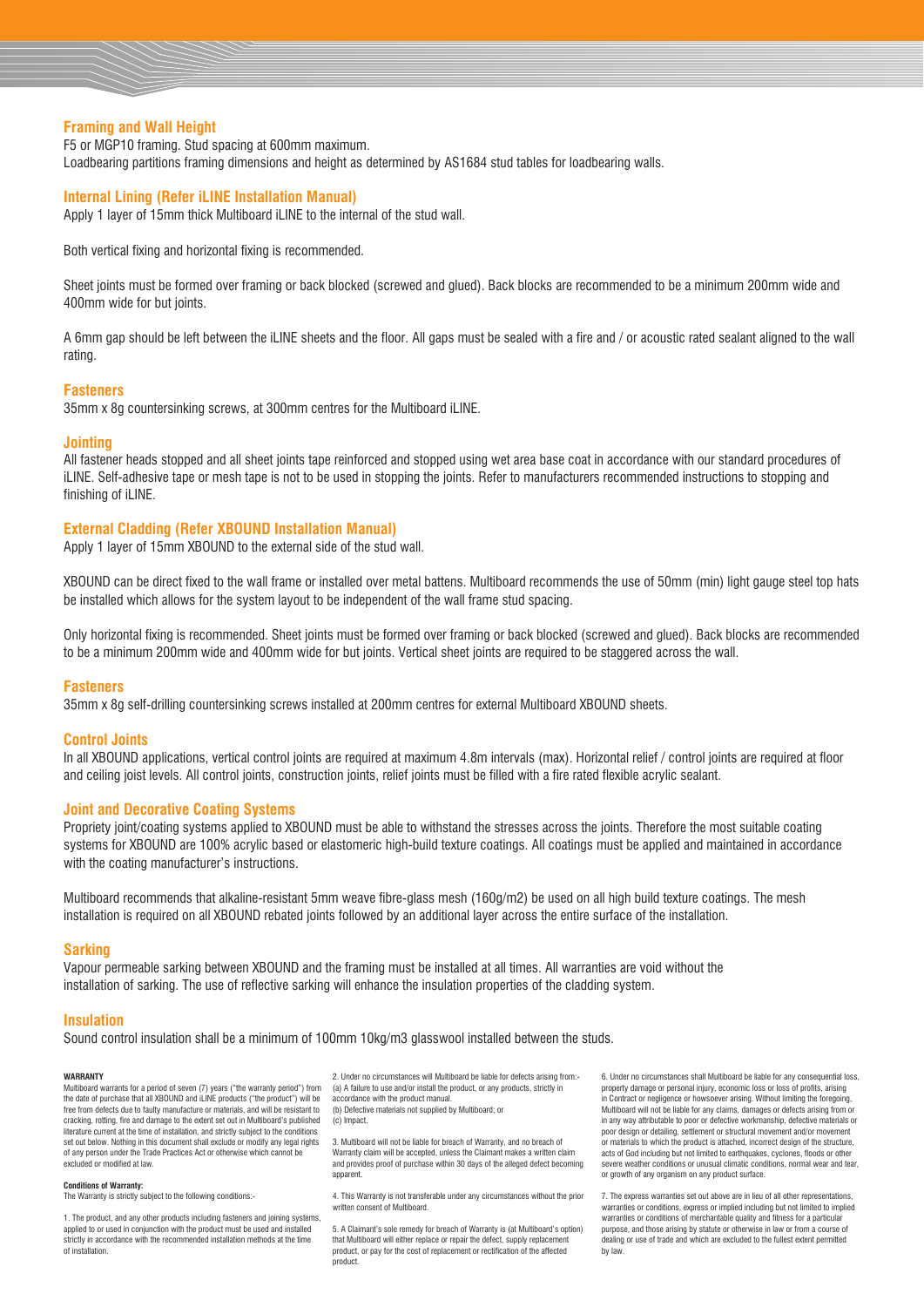## Framing and Wall Height

F5 or MGP10 framing. Stud spacing at 600mm maximum.
Loadbearing partitions framing dimensions and height as determined by AS1684 stud tables for loadbearing walls.

## Internal Lining (Refer iLINE Installation Manual)

Apply 1 layer of 15mm thick Multiboard iLINE to the internal of the stud wall.

Both vertical fixing and horizontal fixing is recommended.

Sheet joints must be formed over framing or back blocked (screwed and glued). Back blocks are recommended to be a minimum 200mm wide and 400mm wide for but joints.

A 6mm gap should be left between the iLINE sheets and the floor. All gaps must be sealed with a fire and / or acoustic rated sealant aligned to the wall rating.

## Fasteners

35mm x 8g countersinking screws, at 300mm centres for the Multiboard iLINE.

## Jointing

All fastener heads stopped and all sheet joints tape reinforced and stopped using wet area base coat in accordance with our standard procedures of iLINE. Self-adhesive tape or mesh tape is not to be used in stopping the joints. Refer to manufacturers recommended instructions to stopping and finishing of iLINE.

## External Cladding (Refer XBOUND Installation Manual)

Apply 1 layer of 15mm XBOUND to the external side of the stud wall.

XBOUND can be direct fixed to the wall frame or installed over metal battens. Multiboard recommends the use of 50mm (min) light gauge steel top hats be installed which allows for the system layout to be independent of the wall frame stud spacing.

Only horizontal fixing is recommended. Sheet joints must be formed over framing or back blocked (screwed and glued). Back blocks are recommended to be a minimum 200mm wide and 400mm wide for but joints. Vertical sheet joints are required to be staggered across the wall.

## Fasteners

35mm x 8g self-drilling countersinking screws installed at 200mm centres for external Multiboard XBOUND sheets.

## Control Joints

In all XBOUND applications, vertical control joints are required at maximum 4.8m intervals (max). Horizontal relief / control joints are required at floor and ceiling joist levels. All control joints, construction joints, relief joints must be filled with a fire rated flexible acrylic sealant.

## Joint and Decorative Coating Systems

Propriety joint/coating systems applied to XBOUND must be able to withstand the stresses across the joints. Therefore the most suitable coating systems for XBOUND are 100% acrylic based or elastomeric high-build texture coatings. All coatings must be applied and maintained in accordance with the coating manufacturer's instructions.

Multiboard recommends that alkaline-resistant 5mm weave fibre-glass mesh (160g/m2) be used on all high build texture coatings. The mesh installation is required on all XBOUND rebated joints followed by an additional layer across the entire surface of the installation.

## Sarking

Vapour permeable sarking between XBOUND and the framing must be installed at all times. All warranties are void without the installation of sarking. The use of reflective sarking will enhance the insulation properties of the cladding system.

## Insulation

Sound control insulation shall be a minimum of 100mm 10kg/m3 glasswool installed between the studs.

**WARRANTY**

Multiboard warrants for a period of seven (7) years ("the warranty period") from the date of purchase that all XBOUND and iLINE products ("the product") will be free from defects due to faulty manufacture or materials, and will be resistant to cracking, rotting, fire and damage to the extent set out in Multiboard's published literature current at the time of installation, and strictly subject to the conditions set out below. Nothing in this document shall exclude or modify any legal rights of any person under the Trade Practices Act or otherwise which cannot be excluded or modified at law.

**Conditions of Warranty:**

The Warranty is strictly subject to the following conditions:-

1. The product, and any other products including fasteners and joining systems, applied to or used in conjunction with the product must be used and installed strictly in accordance with the recommended installation methods at the time of installation.

2. Under no circumstances will Multiboard be liable for defects arising from:- (a) A failure to use and/or install the product, or any products, strictly in accordance with the product manual. (b) Defective materials not supplied by Multiboard; or (c) Impact.

3. Multiboard will not be liable for breach of Warranty, and no breach of Warranty claim will be accepted, unless the Claimant makes a written claim and provides proof of purchase within 30 days of the alleged defect becoming apparent.

4. This Warranty is not transferable under any circumstances without the prior written consent of Multiboard.

5. A Claimant's sole remedy for breach of Warranty is (at Multiboard's option) that Multiboard will either replace or repair the defect, supply replacement product, or pay for the cost of replacement or rectification of the affected product.

6. Under no circumstances shall Multiboard be liable for any consequential loss, property damage or personal injury, economic loss or loss of profits, arising in Contract or negligence or howsoever arising. Without limiting the foregoing, Multiboard will not be liable for any claims, damages or defects arising from or in any way attributable to poor or defective workmanship, defective materials or poor design or detailing, settlement or structural movement and/or movement or materials to which the product is attached, incorrect design of the structure, acts of God including but not limited to earthquakes, cyclones, floods or other severe weather conditions or unusual climatic conditions, normal wear and tear, or growth of any organism on any product surface.

7. The express warranties set out above are in lieu of all other representations, warranties or conditions, express or implied including but not limited to implied warranties or conditions of merchantable quality and fitness for a particular purpose, and those arising by statute or otherwise in law or from a course of dealing or use of trade and which are excluded to the fullest extent permitted by law.